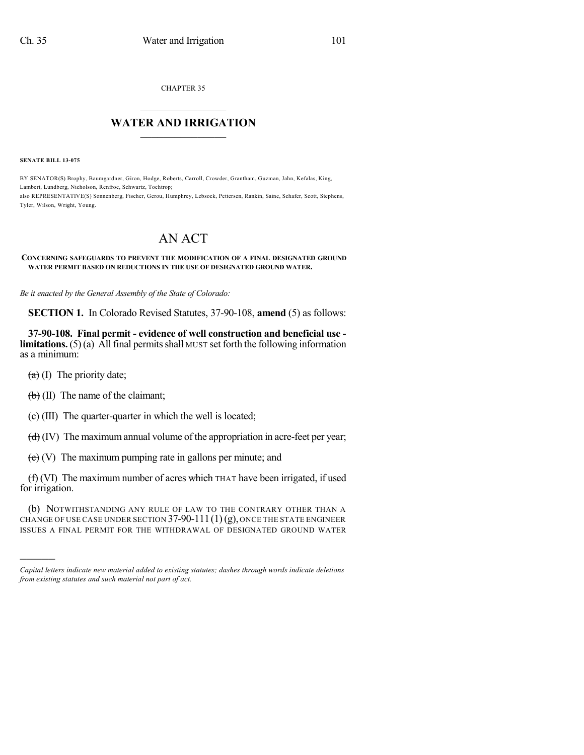CHAPTER 35

# WATER AND IRRIGATION

**SENATE BILL 13-075**

BY SENATOR(S) Brophy, Baumgardner, Giron, Hodge, Roberts, Carroll, Crowder, Grantham, Guzman, Jahn, Kefalas, King, Lambert, Lundberg, Nicholson, Renfroe, Schwartz, Tochtrop;
also REPRESENTATIVE(S) Sonnenberg, Fischer, Gerou, Humphrey, Lebsock, Pettersen, Rankin, Saine, Schafer, Scott, Stephens, Tyler, Wilson, Wright, Young.

# AN ACT

**CONCERNING SAFEGUARDS TO PREVENT THE MODIFICATION OF A FINAL DESIGNATED GROUND WATER PERMIT BASED ON REDUCTIONS IN THE USE OF DESIGNATED GROUND WATER.**

*Be it enacted by the General Assembly of the State of Colorado:*

**SECTION 1.** In Colorado Revised Statutes, 37-90-108, **amend** (5) as follows:

**37-90-108. Final permit - evidence of well construction and beneficial use - limitations.** (5) (a) All final permits ~~shall~~ MUST set forth the following information as a minimum:

~~(a)~~ (I) The priority date;

~~(b)~~ (II) The name of the claimant;

~~(c)~~ (III) The quarter-quarter in which the well is located;

~~(d)~~ (IV) The maximum annual volume of the appropriation in acre-feet per year;

~~(e)~~ (V) The maximum pumping rate in gallons per minute; and

~~(f)~~ (VI) The maximum number of acres ~~which~~ THAT have been irrigated, if used for irrigation.

(b) NOTWITHSTANDING ANY RULE OF LAW TO THE CONTRARY OTHER THAN A CHANGE OF USE CASE UNDER SECTION 37-90-111 (1) (g), ONCE THE STATE ENGINEER ISSUES A FINAL PERMIT FOR THE WITHDRAWAL OF DESIGNATED GROUND WATER

---

*Capital letters indicate new material added to existing statutes; dashes through words indicate deletions from existing statutes and such material not part of act.*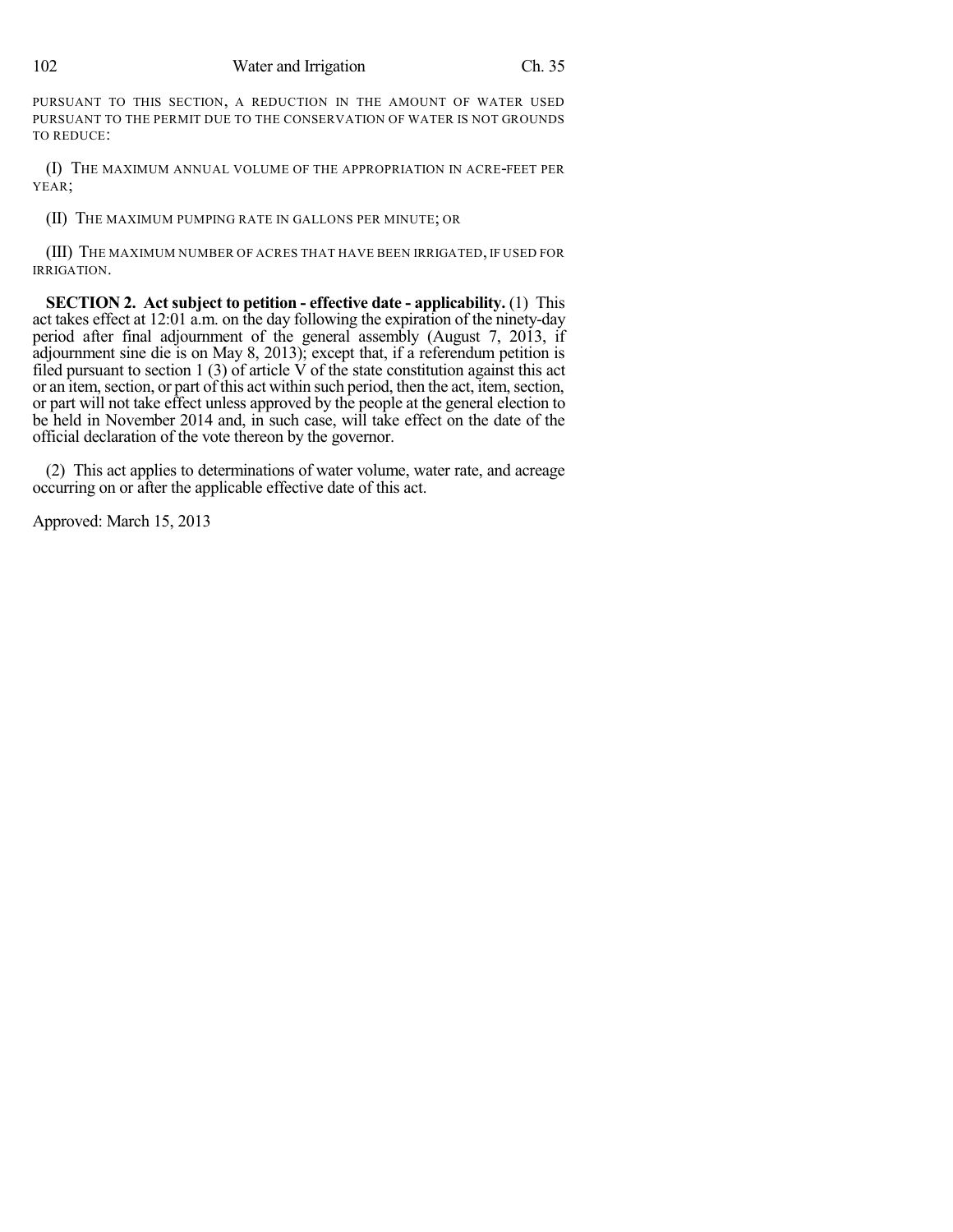PURSUANT TO THIS SECTION, A REDUCTION IN THE AMOUNT OF WATER USED PURSUANT TO THE PERMIT DUE TO THE CONSERVATION OF WATER IS NOT GROUNDS TO REDUCE:

(I) THE MAXIMUM ANNUAL VOLUME OF THE APPROPRIATION IN ACRE-FEET PER YEAR;

(II) THE MAXIMUM PUMPING RATE IN GALLONS PER MINUTE; OR

(III) THE MAXIMUM NUMBER OF ACRES THAT HAVE BEEN IRRIGATED, IF USED FOR IRRIGATION.

**SECTION 2. Act subject to petition - effective date - applicability.** (1) This act takes effect at 12:01 a.m. on the day following the expiration of the ninety-day period after final adjournment of the general assembly (August 7, 2013, if adjournment sine die is on May 8, 2013); except that, if a referendum petition is filed pursuant to section 1 (3) of article V of the state constitution against this act or an item, section, or part of this act within such period, then the act, item, section, or part will not take effect unless approved by the people at the general election to be held in November 2014 and, in such case, will take effect on the date of the official declaration of the vote thereon by the governor.

(2) This act applies to determinations of water volume, water rate, and acreage occurring on or after the applicable effective date of this act.

Approved: March 15, 2013